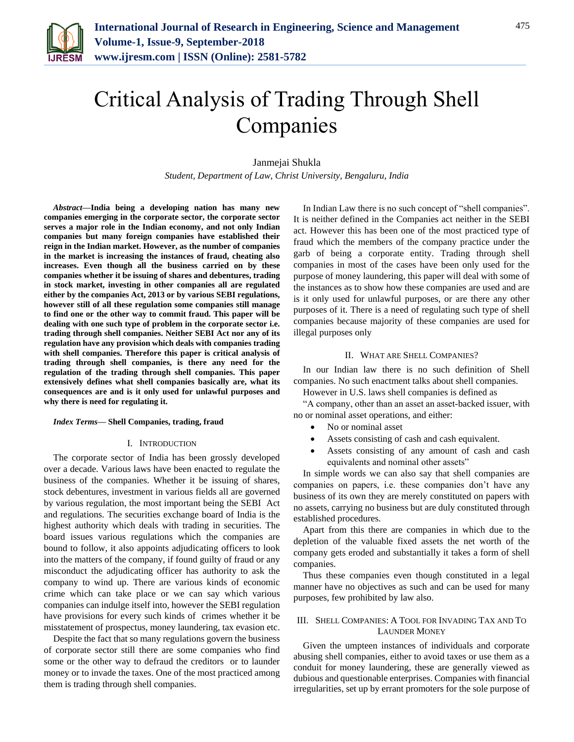# Critical Analysis of Trading Through Shell Companies

Janmejai Shukla

*Student, Department of Law, Christ University, Bengaluru, India*

***Abstract*—India being a developing nation has many new companies emerging in the corporate sector, the corporate sector serves a major role in the Indian economy, and not only Indian companies but many foreign companies have established their reign in the Indian market. However, as the number of companies in the market is increasing the instances of fraud, cheating also increases. Even though all the business carried on by these companies whether it be issuing of shares and debentures, trading in stock market, investing in other companies all are regulated either by the companies Act, 2013 or by various SEBI regulations, however still of all these regulation some companies still manage to find one or the other way to commit fraud. This paper will be dealing with one such type of problem in the corporate sector i.e. trading through shell companies. Neither SEBI Act nor any of its regulation have any provision which deals with companies trading with shell companies. Therefore this paper is critical analysis of trading through shell companies, is there any need for the regulation of the trading through shell companies. This paper extensively defines what shell companies basically are, what its consequences are and is it only used for unlawful purposes and why there is need for regulating it.**

***Index Terms*— Shell Companies, trading, fraud**

## I. Introduction

The corporate sector of India has been grossly developed over a decade. Various laws have been enacted to regulate the business of the companies. Whether it be issuing of shares, stock debentures, investment in various fields all are governed by various regulation, the most important being the SEBI Act and regulations. The securities exchange board of India is the highest authority which deals with trading in securities. The board issues various regulations which the companies are bound to follow, it also appoints adjudicating officers to look into the matters of the company, if found guilty of fraud or any misconduct the adjudicating officer has authority to ask the company to wind up. There are various kinds of economic crime which can take place or we can say which various companies can indulge itself into, however the SEBI regulation have provisions for every such kinds of crimes whether it be misstatement of prospectus, money laundering, tax evasion etc.

Despite the fact that so many regulations govern the business of corporate sector still there are some companies who find some or the other way to defraud the creditors or to launder money or to invade the taxes. One of the most practiced among them is trading through shell companies.

In Indian Law there is no such concept of "shell companies". It is neither defined in the Companies act neither in the SEBI act. However this has been one of the most practiced type of fraud which the members of the company practice under the garb of being a corporate entity. Trading through shell companies in most of the cases have been only used for the purpose of money laundering, this paper will deal with some of the instances as to show how these companies are used and are is it only used for unlawful purposes, or are there any other purposes of it. There is a need of regulating such type of shell companies because majority of these companies are used for illegal purposes only

## II. What are Shell Companies?

In our Indian law there is no such definition of Shell companies. No such enactment talks about shell companies.

However in U.S. laws shell companies is defined as

"A company, other than an asset an asset-backed issuer, with no or nominal asset operations, and either:

- No or nominal asset
- Assets consisting of cash and cash equivalent.
- Assets consisting of any amount of cash and cash equivalents and nominal other assets"

In simple words we can also say that shell companies are companies on papers, i.e. these companies don't have any business of its own they are merely constituted on papers with no assets, carrying no business but are duly constituted through established procedures.

Apart from this there are companies in which due to the depletion of the valuable fixed assets the net worth of the company gets eroded and substantially it takes a form of shell companies.

Thus these companies even though constituted in a legal manner have no objectives as such and can be used for many purposes, few prohibited by law also.

## III. Shell Companies: A Tool for Invading Tax and To Launder Money

Given the umpteen instances of individuals and corporate abusing shell companies, either to avoid taxes or use them as a conduit for money laundering, these are generally viewed as dubious and questionable enterprises. Companies with financial irregularities, set up by errant promoters for the sole purpose of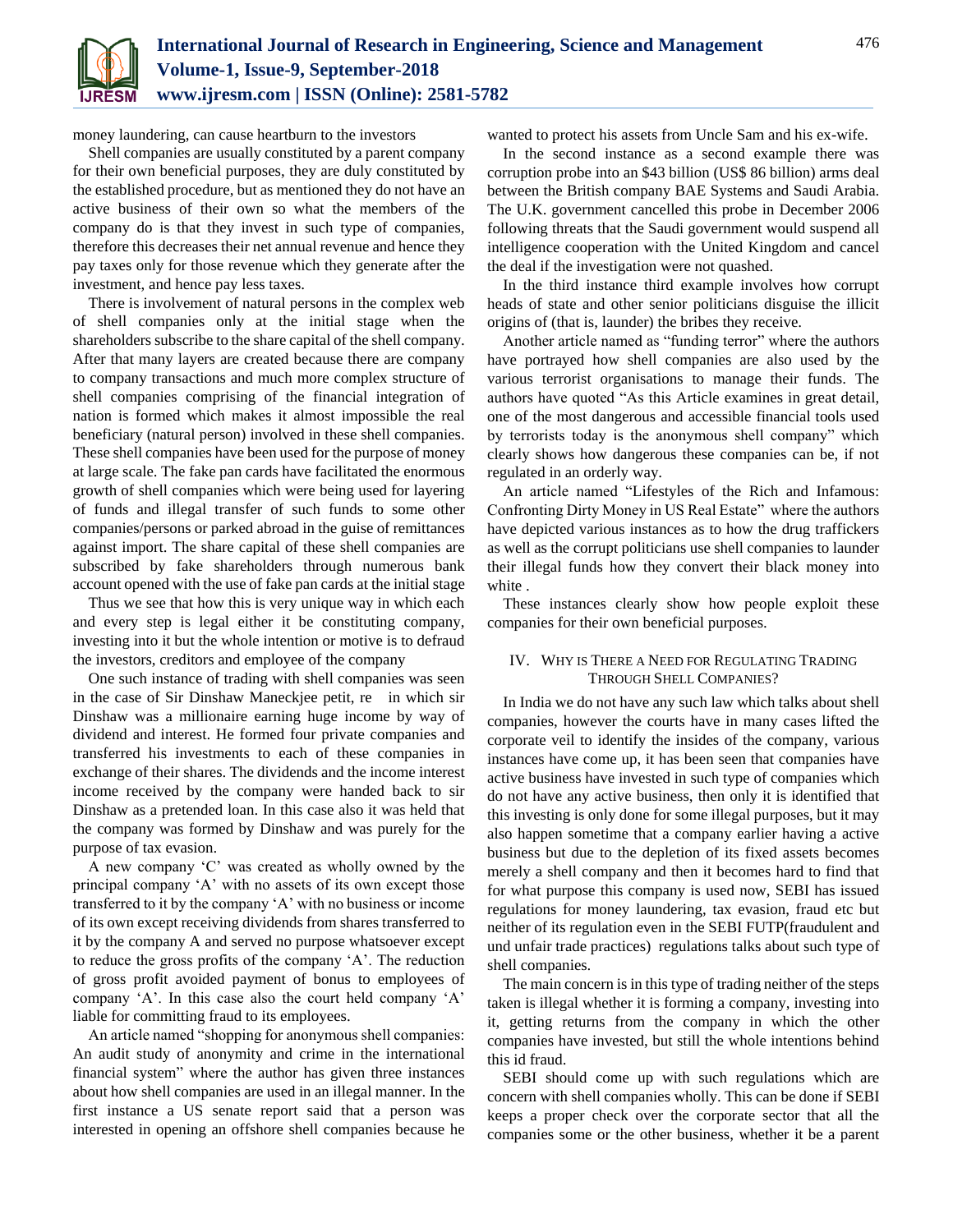money laundering, can cause heartburn to the investors

Shell companies are usually constituted by a parent company for their own beneficial purposes, they are duly constituted by the established procedure, but as mentioned they do not have an active business of their own so what the members of the company do is that they invest in such type of companies, therefore this decreases their net annual revenue and hence they pay taxes only for those revenue which they generate after the investment, and hence pay less taxes.

There is involvement of natural persons in the complex web of shell companies only at the initial stage when the shareholders subscribe to the share capital of the shell company. After that many layers are created because there are company to company transactions and much more complex structure of shell companies comprising of the financial integration of nation is formed which makes it almost impossible the real beneficiary (natural person) involved in these shell companies. These shell companies have been used for the purpose of money at large scale. The fake pan cards have facilitated the enormous growth of shell companies which were being used for layering of funds and illegal transfer of such funds to some other companies/persons or parked abroad in the guise of remittances against import. The share capital of these shell companies are subscribed by fake shareholders through numerous bank account opened with the use of fake pan cards at the initial stage

Thus we see that how this is very unique way in which each and every step is legal either it be constituting company, investing into it but the whole intention or motive is to defraud the investors, creditors and employee of the company

One such instance of trading with shell companies was seen in the case of Sir Dinshaw Maneckjee petit, re in which sir Dinshaw was a millionaire earning huge income by way of dividend and interest. He formed four private companies and transferred his investments to each of these companies in exchange of their shares. The dividends and the income interest income received by the company were handed back to sir Dinshaw as a pretended loan. In this case also it was held that the company was formed by Dinshaw and was purely for the purpose of tax evasion.

A new company 'C' was created as wholly owned by the principal company 'A' with no assets of its own except those transferred to it by the company 'A' with no business or income of its own except receiving dividends from shares transferred to it by the company A and served no purpose whatsoever except to reduce the gross profits of the company 'A'. The reduction of gross profit avoided payment of bonus to employees of company 'A'. In this case also the court held company 'A' liable for committing fraud to its employees.

An article named "shopping for anonymous shell companies: An audit study of anonymity and crime in the international financial system" where the author has given three instances about how shell companies are used in an illegal manner. In the first instance a US senate report said that a person was interested in opening an offshore shell companies because he wanted to protect his assets from Uncle Sam and his ex-wife.

In the second instance as a second example there was corruption probe into an $43 billion (US$ 86 billion) arms deal between the British company BAE Systems and Saudi Arabia. The U.K. government cancelled this probe in December 2006 following threats that the Saudi government would suspend all intelligence cooperation with the United Kingdom and cancel the deal if the investigation were not quashed.

In the third instance third example involves how corrupt heads of state and other senior politicians disguise the illicit origins of (that is, launder) the bribes they receive.

Another article named as "funding terror" where the authors have portrayed how shell companies are also used by the various terrorist organisations to manage their funds. The authors have quoted "As this Article examines in great detail, one of the most dangerous and accessible financial tools used by terrorists today is the anonymous shell company" which clearly shows how dangerous these companies can be, if not regulated in an orderly way.

An article named "Lifestyles of the Rich and Infamous: Confronting Dirty Money in US Real Estate" where the authors have depicted various instances as to how the drug traffickers as well as the corrupt politicians use shell companies to launder their illegal funds how they convert their black money into white .

These instances clearly show how people exploit these companies for their own beneficial purposes.

## IV. Why is There a Need for Regulating Trading Through Shell Companies?

In India we do not have any such law which talks about shell companies, however the courts have in many cases lifted the corporate veil to identify the insides of the company, various instances have come up, it has been seen that companies have active business have invested in such type of companies which do not have any active business, then only it is identified that this investing is only done for some illegal purposes, but it may also happen sometime that a company earlier having a active business but due to the depletion of its fixed assets becomes merely a shell company and then it becomes hard to find that for what purpose this company is used now, SEBI has issued regulations for money laundering, tax evasion, fraud etc but neither of its regulation even in the SEBI FUTP(fraudulent and und unfair trade practices) regulations talks about such type of shell companies.

The main concern is in this type of trading neither of the steps taken is illegal whether it is forming a company, investing into it, getting returns from the company in which the other companies have invested, but still the whole intentions behind this id fraud.

SEBI should come up with such regulations which are concern with shell companies wholly. This can be done if SEBI keeps a proper check over the corporate sector that all the companies some or the other business, whether it be a parent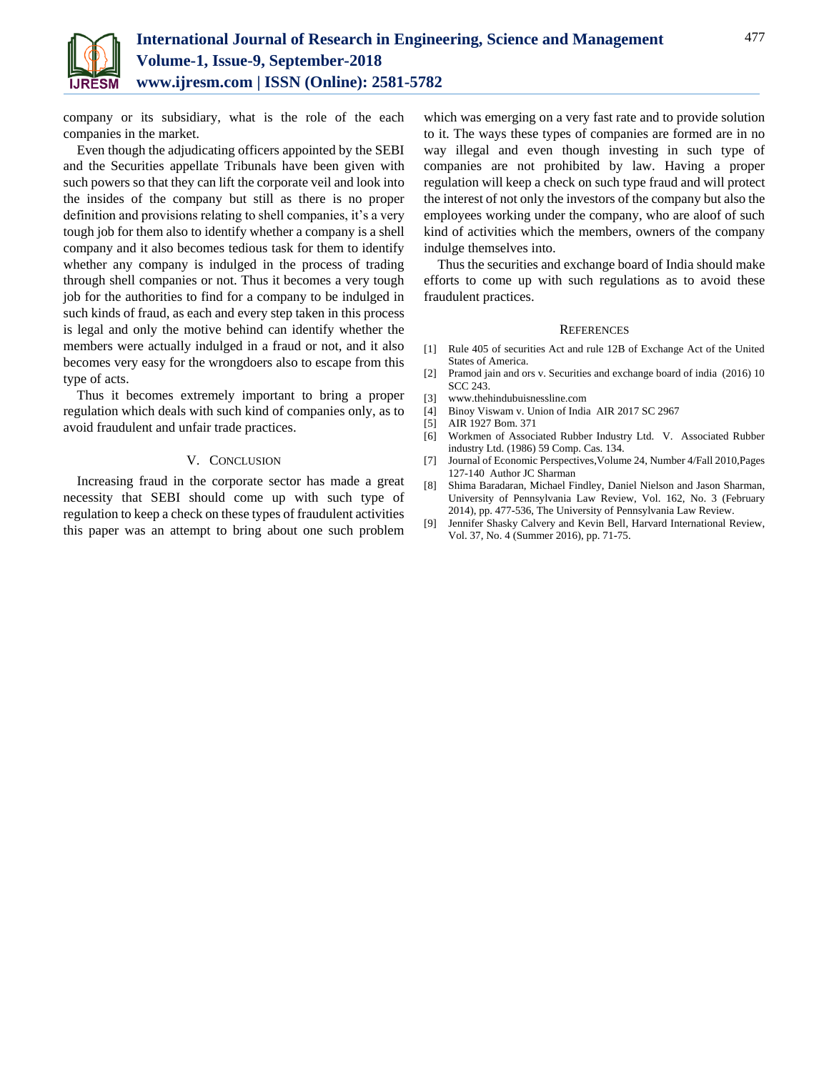company or its subsidiary, what is the role of the each companies in the market.

Even though the adjudicating officers appointed by the SEBI and the Securities appellate Tribunals have been given with such powers so that they can lift the corporate veil and look into the insides of the company but still as there is no proper definition and provisions relating to shell companies, it's a very tough job for them also to identify whether a company is a shell company and it also becomes tedious task for them to identify whether any company is indulged in the process of trading through shell companies or not. Thus it becomes a very tough job for the authorities to find for a company to be indulged in such kinds of fraud, as each and every step taken in this process is legal and only the motive behind can identify whether the members were actually indulged in a fraud or not, and it also becomes very easy for the wrongdoers also to escape from this type of acts.

Thus it becomes extremely important to bring a proper regulation which deals with such kind of companies only, as to avoid fraudulent and unfair trade practices.

## V. Conclusion

Increasing fraud in the corporate sector has made a great necessity that SEBI should come up with such type of regulation to keep a check on these types of fraudulent activities this paper was an attempt to bring about one such problem which was emerging on a very fast rate and to provide solution to it. The ways these types of companies are formed are in no way illegal and even though investing in such type of companies are not prohibited by law. Having a proper regulation will keep a check on such type fraud and will protect the interest of not only the investors of the company but also the employees working under the company, who are aloof of such kind of activities which the members, owners of the company indulge themselves into.

Thus the securities and exchange board of India should make efforts to come up with such regulations as to avoid these fraudulent practices.

## References

[1] Rule 405 of securities Act and rule 12B of Exchange Act of the United States of America.

[2] Pramod jain and ors v. Securities and exchange board of india (2016) 10 SCC 243.

[3] www.thehindubuisnessline.com

[4] Binoy Viswam v. Union of India AIR 2017 SC 2967

[5] AIR 1927 Bom. 371

[6] Workmen of Associated Rubber Industry Ltd. V. Associated Rubber industry Ltd. (1986) 59 Comp. Cas. 134.

[7] Journal of Economic Perspectives,Volume 24, Number 4/Fall 2010,Pages 127-140 Author JC Sharman

[8] Shima Baradaran, Michael Findley, Daniel Nielson and Jason Sharman, University of Pennsylvania Law Review, Vol. 162, No. 3 (February 2014), pp. 477-536, The University of Pennsylvania Law Review.

[9] Jennifer Shasky Calvery and Kevin Bell, Harvard International Review, Vol. 37, No. 4 (Summer 2016), pp. 71-75.